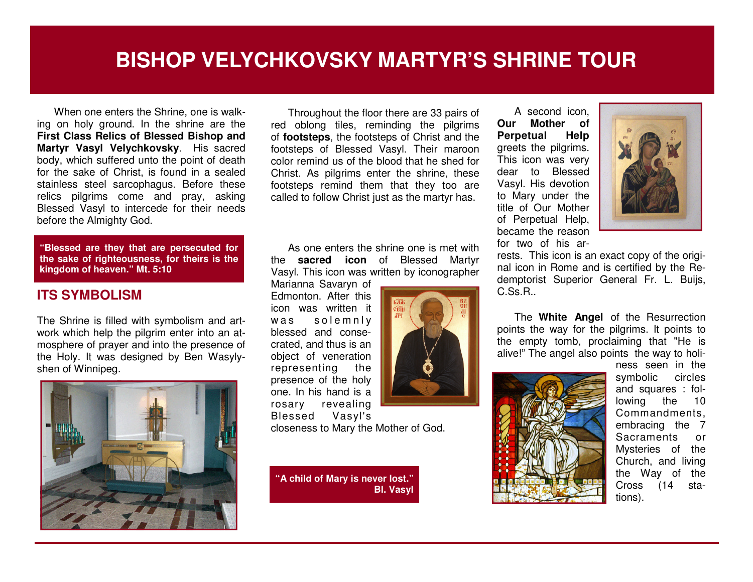# BISHOP VELYCHKOVSKY MARTYR'S SHRINE TOUR

When one enters the Shrine, one is walking on holy ground. In the shrine are the **First Class Relics of Blessed Bishop and Martyr Vasyl Velychkovsky**. His sacred body, which suffered unto the point of death for the sake of Christ, is found in a sealed stainless steel sarcophagus. Before these relics pilgrims come and pray, asking Blessed Vasyl to intercede for their needs before the Almighty God.

> **"Blessed are they that are persecuted for the sake of righteousness, for theirs is the kingdom of heaven." Mt. 5:10**

## ITS SYMBOLISM

The Shrine is filled with symbolism and artwork which help the pilgrim enter into an atmosphere of prayer and into the presence of the Holy. It was designed by Ben Wasylyshen of Winnipeg.

Throughout the floor there are 33 pairs of red oblong tiles, reminding the pilgrims of **footsteps**, the footsteps of Christ and the footsteps of Blessed Vasyl. Their maroon color remind us of the blood that he shed for Christ. As pilgrims enter the shrine, these footsteps remind them that they too are called to follow Christ just as the martyr has.

As one enters the shrine one is met with the **sacred icon** of Blessed Martyr Vasyl. This icon was written by iconographer Marianna Savaryn of Edmonton. After this icon was written it was solemnly blessed and consecrated, and thus is an object of veneration representing the presence of the holy one. In his hand is a rosary revealing Blessed Vasyl's closeness to Mary the Mother of God.

> **"A child of Mary is never lost."**
> **Bl. Vasyl**

A second icon, **Our Mother of Perpetual Help** greets the pilgrims. This icon was very dear to Blessed Vasyl. His devotion to Mary under the title of Our Mother of Perpetual Help, became the reason for two of his arrests. This icon is an exact copy of the original icon in Rome and is certified by the Redemptorist Superior General Fr. L. Buijs, C.Ss.R..

The **White Angel** of the Resurrection points the way for the pilgrims. It points to the empty tomb, proclaiming that "He is alive!" The angel also points the way to holiness seen in the symbolic circles and squares : following the 10 Commandments, embracing the 7 Sacraments or Mysteries of the Church, and living the Way of the Cross (14 stations).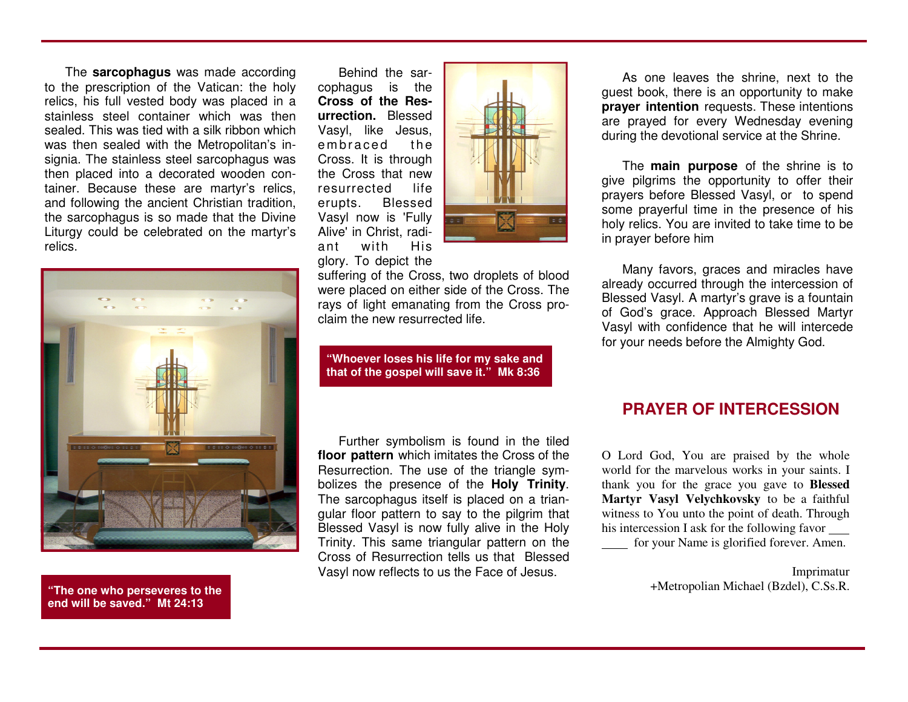The **sarcophagus** was made according to the prescription of the Vatican: the holy relics, his full vested body was placed in a stainless steel container which was then sealed. This was tied with a silk ribbon which was then sealed with the Metropolitan's insignia. The stainless steel sarcophagus was then placed into a decorated wooden container. Because these are martyr's relics, and following the ancient Christian tradition, the sarcophagus is so made that the Divine Liturgy could be celebrated on the martyr's relics.

**"The one who perseveres to the end will be saved." Mt 24:13**

Behind the sarcophagus is the **Cross of the Resurrection.** Blessed Vasyl, like Jesus, embraced the Cross. It is through the Cross that new resurrected life erupts. Blessed Vasyl now is 'Fully Alive' in Christ, radiant with His glory. To depict the suffering of the Cross, two droplets of blood were placed on either side of the Cross. The rays of light emanating from the Cross proclaim the new resurrected life.

**"Whoever loses his life for my sake and that of the gospel will save it." Mk 8:36**

Further symbolism is found in the tiled **floor pattern** which imitates the Cross of the Resurrection. The use of the triangle symbolizes the presence of the **Holy Trinity**. The sarcophagus itself is placed on a triangular floor pattern to say to the pilgrim that Blessed Vasyl is now fully alive in the Holy Trinity. This same triangular pattern on the Cross of Resurrection tells us that Blessed Vasyl now reflects to us the Face of Jesus.

As one leaves the shrine, next to the guest book, there is an opportunity to make **prayer intention** requests. These intentions are prayed for every Wednesday evening during the devotional service at the Shrine.

The **main purpose** of the shrine is to give pilgrims the opportunity to offer their prayers before Blessed Vasyl, or to spend some prayerful time in the presence of his holy relics. You are invited to take time to be in prayer before him

Many favors, graces and miracles have already occurred through the intercession of Blessed Vasyl. A martyr's grave is a fountain of God's grace. Approach Blessed Martyr Vasyl with confidence that he will intercede for your needs before the Almighty God.

## PRAYER OF INTERCESSION

O Lord God, You are praised by the whole world for the marvelous works in your saints. I thank you for the grace you gave to **Blessed Martyr Vasyl Velychkovsky** to be a faithful witness to You unto the point of death. Through his intercession I ask for the following favor ________ for your Name is glorified forever. Amen.

Imprimatur
+Metropolian Michael (Bzdel), C.Ss.R.